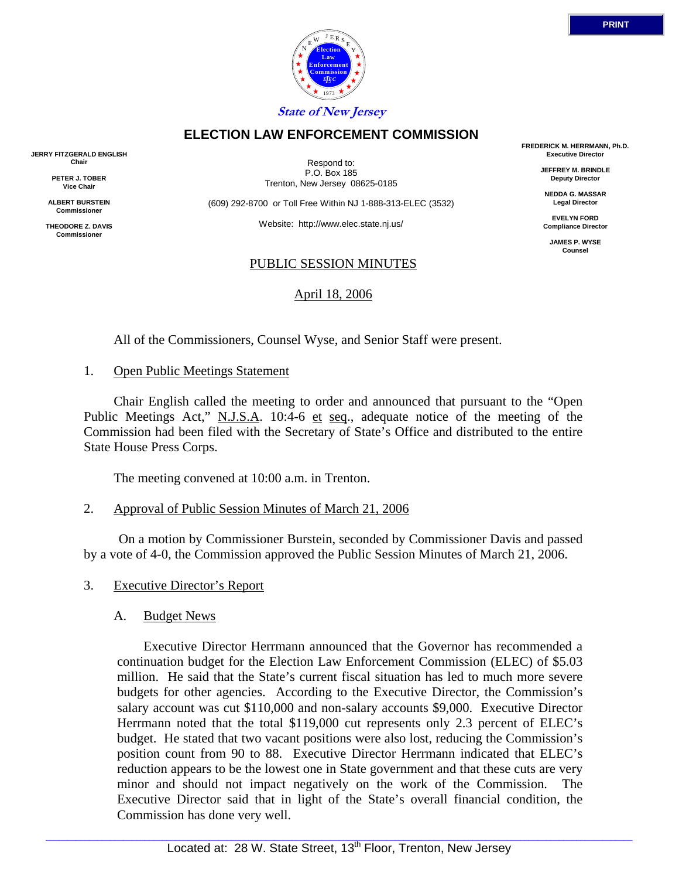State of New Jersey

# ELECTION LAW ENFORCEMENT COMMISSION

**JERRY FITZGERALD ENGLISH**
**Chair**

**PETER J. TOBER**
**Vice Chair**

**ALBERT BURSTEIN**
**Commissioner**

**THEODORE Z. DAVIS**
**Commissioner**

Respond to:
P.O. Box 185
Trenton, New Jersey 08625-0185

(609) 292-8700 or Toll Free Within NJ 1-888-313-ELEC (3532)

Website: http://www.elec.state.nj.us/

**FREDERICK M. HERRMANN, Ph.D.**
**Executive Director**

**JEFFREY M. BRINDLE**
**Deputy Director**

**NEDDA G. MASSAR**
**Legal Director**

**EVELYN FORD**
**Compliance Director**

**JAMES P. WYSE**
**Counsel**

## PUBLIC SESSION MINUTES

April 18, 2006

All of the Commissioners, Counsel Wyse, and Senior Staff were present.

1. Open Public Meetings Statement

Chair English called the meeting to order and announced that pursuant to the "Open Public Meetings Act," N.J.S.A. 10:4-6 et seq., adequate notice of the meeting of the Commission had been filed with the Secretary of State's Office and distributed to the entire State House Press Corps.

The meeting convened at 10:00 a.m. in Trenton.

2. Approval of Public Session Minutes of March 21, 2006

On a motion by Commissioner Burstein, seconded by Commissioner Davis and passed by a vote of 4-0, the Commission approved the Public Session Minutes of March 21, 2006.

3. Executive Director's Report

A. Budget News

Executive Director Herrmann announced that the Governor has recommended a continuation budget for the Election Law Enforcement Commission (ELEC) of $5.03 million. He said that the State's current fiscal situation has led to much more severe budgets for other agencies. According to the Executive Director, the Commission's salary account was cut $110,000 and non-salary accounts $9,000. Executive Director Herrmann noted that the total $119,000 cut represents only 2.3 percent of ELEC's budget. He stated that two vacant positions were also lost, reducing the Commission's position count from 90 to 88. Executive Director Herrmann indicated that ELEC's reduction appears to be the lowest one in State government and that these cuts are very minor and should not impact negatively on the work of the Commission. The Executive Director said that in light of the State's overall financial condition, the Commission has done very well.

Located at: 28 W. State Street, 13th Floor, Trenton, New Jersey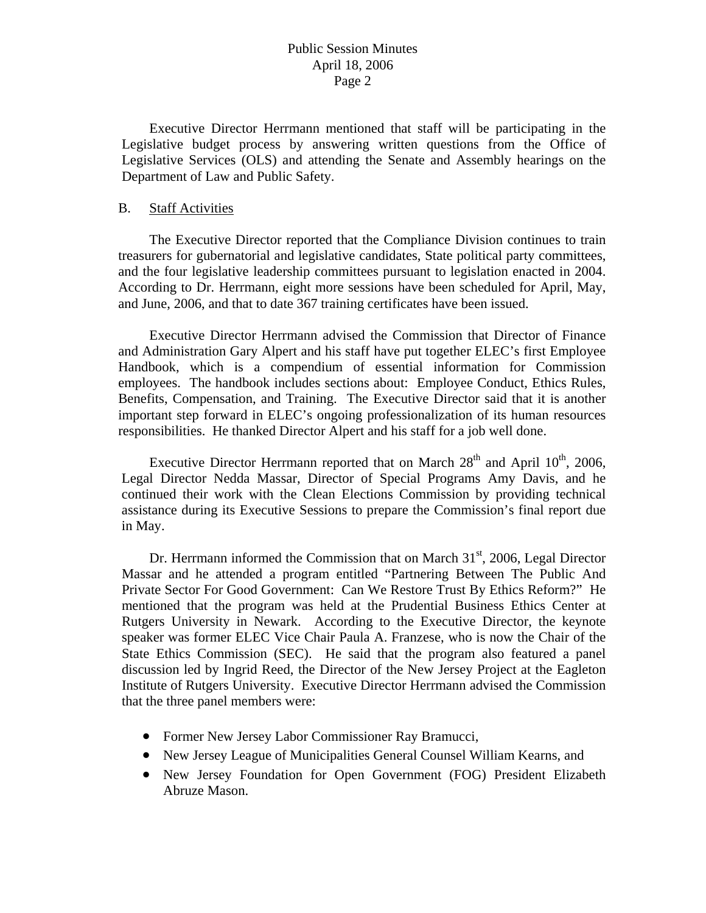Executive Director Herrmann mentioned that staff will be participating in the Legislative budget process by answering written questions from the Office of Legislative Services (OLS) and attending the Senate and Assembly hearings on the Department of Law and Public Safety.

B. Staff Activities

The Executive Director reported that the Compliance Division continues to train treasurers for gubernatorial and legislative candidates, State political party committees, and the four legislative leadership committees pursuant to legislation enacted in 2004. According to Dr. Herrmann, eight more sessions have been scheduled for April, May, and June, 2006, and that to date 367 training certificates have been issued.

Executive Director Herrmann advised the Commission that Director of Finance and Administration Gary Alpert and his staff have put together ELEC's first Employee Handbook, which is a compendium of essential information for Commission employees. The handbook includes sections about: Employee Conduct, Ethics Rules, Benefits, Compensation, and Training. The Executive Director said that it is another important step forward in ELEC's ongoing professionalization of its human resources responsibilities. He thanked Director Alpert and his staff for a job well done.

Executive Director Herrmann reported that on March 28th and April 10th, 2006, Legal Director Nedda Massar, Director of Special Programs Amy Davis, and he continued their work with the Clean Elections Commission by providing technical assistance during its Executive Sessions to prepare the Commission's final report due in May.

Dr. Herrmann informed the Commission that on March 31st, 2006, Legal Director Massar and he attended a program entitled "Partnering Between The Public And Private Sector For Good Government: Can We Restore Trust By Ethics Reform?" He mentioned that the program was held at the Prudential Business Ethics Center at Rutgers University in Newark. According to the Executive Director, the keynote speaker was former ELEC Vice Chair Paula A. Franzese, who is now the Chair of the State Ethics Commission (SEC). He said that the program also featured a panel discussion led by Ingrid Reed, the Director of the New Jersey Project at the Eagleton Institute of Rutgers University. Executive Director Herrmann advised the Commission that the three panel members were:

- Former New Jersey Labor Commissioner Ray Bramucci,
- New Jersey League of Municipalities General Counsel William Kearns, and
- New Jersey Foundation for Open Government (FOG) President Elizabeth Abruze Mason.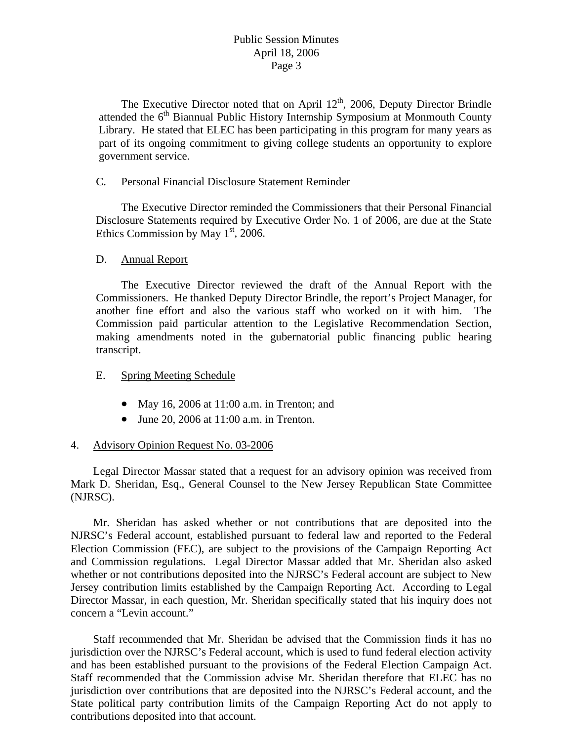The Executive Director noted that on April 12th, 2006, Deputy Director Brindle attended the 6th Biannual Public History Internship Symposium at Monmouth County Library. He stated that ELEC has been participating in this program for many years as part of its ongoing commitment to giving college students an opportunity to explore government service.

C. Personal Financial Disclosure Statement Reminder

The Executive Director reminded the Commissioners that their Personal Financial Disclosure Statements required by Executive Order No. 1 of 2006, are due at the State Ethics Commission by May 1st, 2006.

D. Annual Report

The Executive Director reviewed the draft of the Annual Report with the Commissioners. He thanked Deputy Director Brindle, the report's Project Manager, for another fine effort and also the various staff who worked on it with him. The Commission paid particular attention to the Legislative Recommendation Section, making amendments noted in the gubernatorial public financing public hearing transcript.

E. Spring Meeting Schedule

- May 16, 2006 at 11:00 a.m. in Trenton; and
- June 20, 2006 at 11:00 a.m. in Trenton.

4. Advisory Opinion Request No. 03-2006

Legal Director Massar stated that a request for an advisory opinion was received from Mark D. Sheridan, Esq., General Counsel to the New Jersey Republican State Committee (NJRSC).

Mr. Sheridan has asked whether or not contributions that are deposited into the NJRSC's Federal account, established pursuant to federal law and reported to the Federal Election Commission (FEC), are subject to the provisions of the Campaign Reporting Act and Commission regulations. Legal Director Massar added that Mr. Sheridan also asked whether or not contributions deposited into the NJRSC's Federal account are subject to New Jersey contribution limits established by the Campaign Reporting Act. According to Legal Director Massar, in each question, Mr. Sheridan specifically stated that his inquiry does not concern a "Levin account."

Staff recommended that Mr. Sheridan be advised that the Commission finds it has no jurisdiction over the NJRSC's Federal account, which is used to fund federal election activity and has been established pursuant to the provisions of the Federal Election Campaign Act. Staff recommended that the Commission advise Mr. Sheridan therefore that ELEC has no jurisdiction over contributions that are deposited into the NJRSC's Federal account, and the State political party contribution limits of the Campaign Reporting Act do not apply to contributions deposited into that account.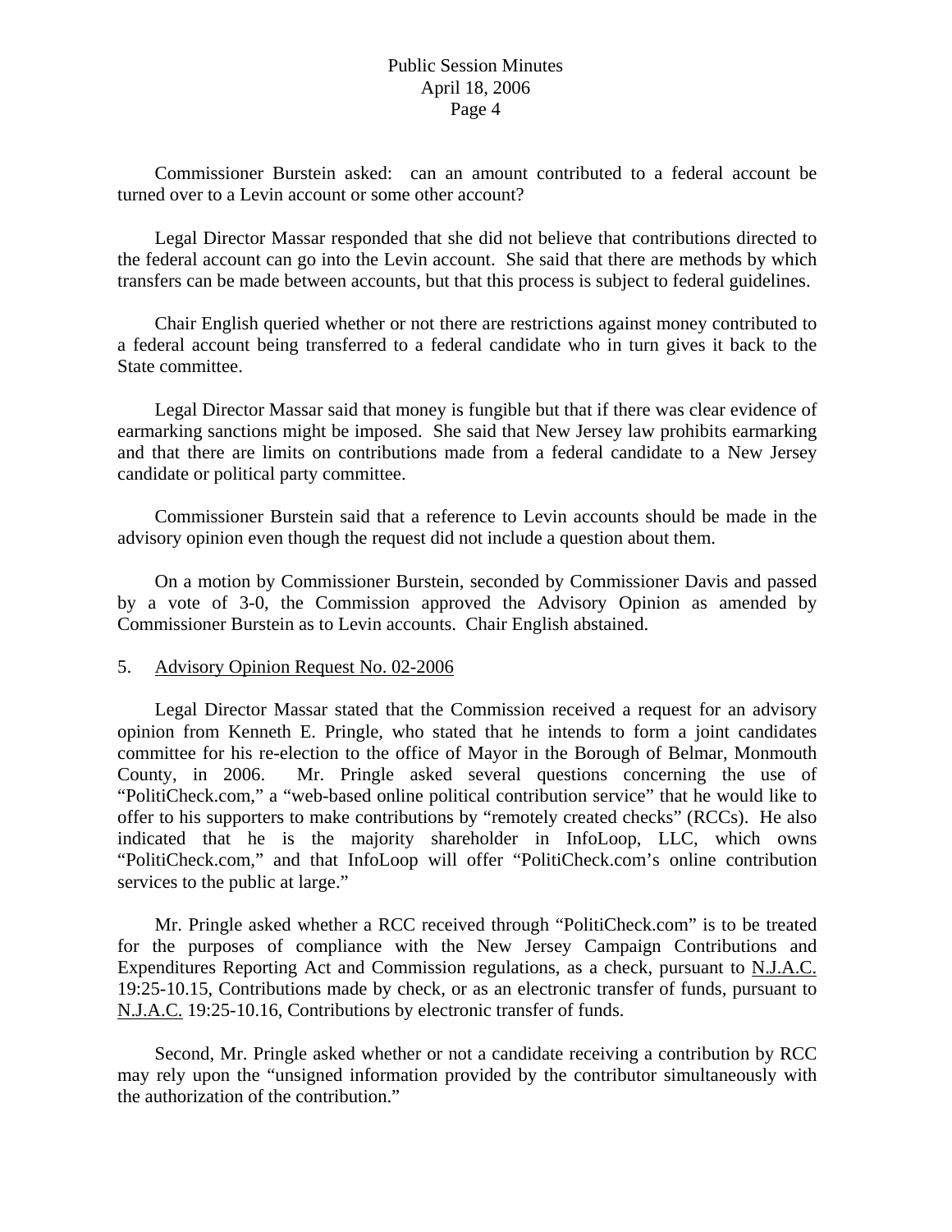Commissioner Burstein asked: can an amount contributed to a federal account be turned over to a Levin account or some other account?

Legal Director Massar responded that she did not believe that contributions directed to the federal account can go into the Levin account. She said that there are methods by which transfers can be made between accounts, but that this process is subject to federal guidelines.

Chair English queried whether or not there are restrictions against money contributed to a federal account being transferred to a federal candidate who in turn gives it back to the State committee.

Legal Director Massar said that money is fungible but that if there was clear evidence of earmarking sanctions might be imposed. She said that New Jersey law prohibits earmarking and that there are limits on contributions made from a federal candidate to a New Jersey candidate or political party committee.

Commissioner Burstein said that a reference to Levin accounts should be made in the advisory opinion even though the request did not include a question about them.

On a motion by Commissioner Burstein, seconded by Commissioner Davis and passed by a vote of 3-0, the Commission approved the Advisory Opinion as amended by Commissioner Burstein as to Levin accounts. Chair English abstained.

5. Advisory Opinion Request No. 02-2006

Legal Director Massar stated that the Commission received a request for an advisory opinion from Kenneth E. Pringle, who stated that he intends to form a joint candidates committee for his re-election to the office of Mayor in the Borough of Belmar, Monmouth County, in 2006. Mr. Pringle asked several questions concerning the use of "PolitiCheck.com," a "web-based online political contribution service" that he would like to offer to his supporters to make contributions by "remotely created checks" (RCCs). He also indicated that he is the majority shareholder in InfoLoop, LLC, which owns "PolitiCheck.com," and that InfoLoop will offer "PolitiCheck.com's online contribution services to the public at large."

Mr. Pringle asked whether a RCC received through "PolitiCheck.com" is to be treated for the purposes of compliance with the New Jersey Campaign Contributions and Expenditures Reporting Act and Commission regulations, as a check, pursuant to N.J.A.C. 19:25-10.15, Contributions made by check, or as an electronic transfer of funds, pursuant to N.J.A.C. 19:25-10.16, Contributions by electronic transfer of funds.

Second, Mr. Pringle asked whether or not a candidate receiving a contribution by RCC may rely upon the "unsigned information provided by the contributor simultaneously with the authorization of the contribution."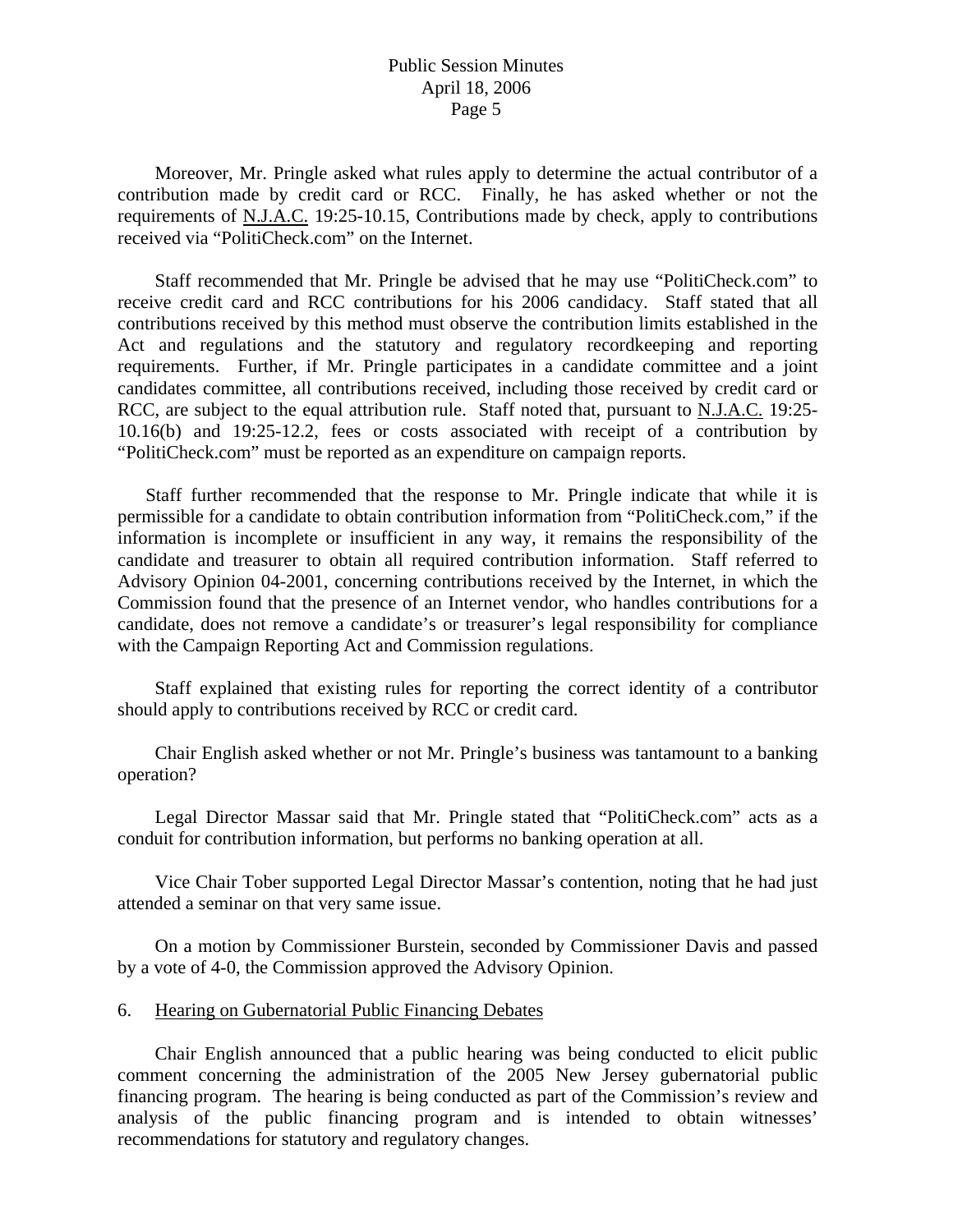Moreover, Mr. Pringle asked what rules apply to determine the actual contributor of a contribution made by credit card or RCC. Finally, he has asked whether or not the requirements of N.J.A.C. 19:25-10.15, Contributions made by check, apply to contributions received via "PolitiCheck.com" on the Internet.

Staff recommended that Mr. Pringle be advised that he may use "PolitiCheck.com" to receive credit card and RCC contributions for his 2006 candidacy. Staff stated that all contributions received by this method must observe the contribution limits established in the Act and regulations and the statutory and regulatory recordkeeping and reporting requirements. Further, if Mr. Pringle participates in a candidate committee and a joint candidates committee, all contributions received, including those received by credit card or RCC, are subject to the equal attribution rule. Staff noted that, pursuant to N.J.A.C. 19:25-10.16(b) and 19:25-12.2, fees or costs associated with receipt of a contribution by "PolitiCheck.com" must be reported as an expenditure on campaign reports.

Staff further recommended that the response to Mr. Pringle indicate that while it is permissible for a candidate to obtain contribution information from "PolitiCheck.com," if the information is incomplete or insufficient in any way, it remains the responsibility of the candidate and treasurer to obtain all required contribution information. Staff referred to Advisory Opinion 04-2001, concerning contributions received by the Internet, in which the Commission found that the presence of an Internet vendor, who handles contributions for a candidate, does not remove a candidate's or treasurer's legal responsibility for compliance with the Campaign Reporting Act and Commission regulations.

Staff explained that existing rules for reporting the correct identity of a contributor should apply to contributions received by RCC or credit card.

Chair English asked whether or not Mr. Pringle's business was tantamount to a banking operation?

Legal Director Massar said that Mr. Pringle stated that "PolitiCheck.com" acts as a conduit for contribution information, but performs no banking operation at all.

Vice Chair Tober supported Legal Director Massar's contention, noting that he had just attended a seminar on that very same issue.

On a motion by Commissioner Burstein, seconded by Commissioner Davis and passed by a vote of 4-0, the Commission approved the Advisory Opinion.

6. Hearing on Gubernatorial Public Financing Debates

Chair English announced that a public hearing was being conducted to elicit public comment concerning the administration of the 2005 New Jersey gubernatorial public financing program. The hearing is being conducted as part of the Commission's review and analysis of the public financing program and is intended to obtain witnesses' recommendations for statutory and regulatory changes.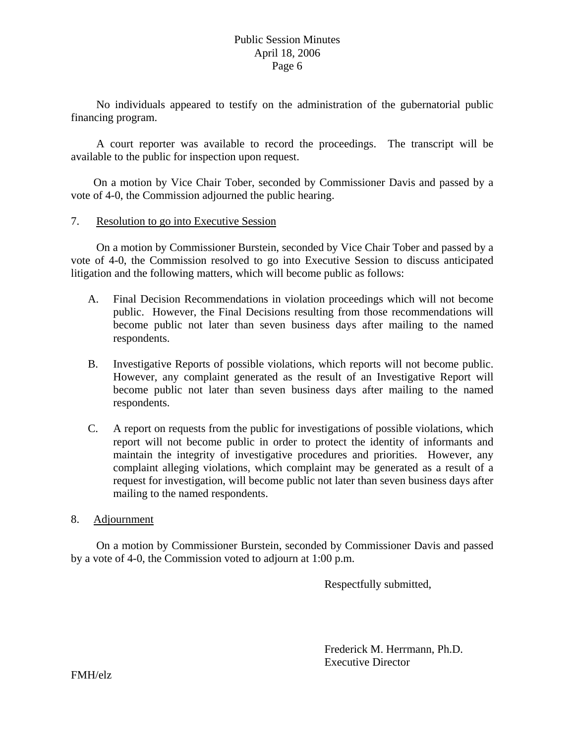No individuals appeared to testify on the administration of the gubernatorial public financing program.

A court reporter was available to record the proceedings. The transcript will be available to the public for inspection upon request.

On a motion by Vice Chair Tober, seconded by Commissioner Davis and passed by a vote of 4-0, the Commission adjourned the public hearing.

7. Resolution to go into Executive Session

On a motion by Commissioner Burstein, seconded by Vice Chair Tober and passed by a vote of 4-0, the Commission resolved to go into Executive Session to discuss anticipated litigation and the following matters, which will become public as follows:

A. Final Decision Recommendations in violation proceedings which will not become public. However, the Final Decisions resulting from those recommendations will become public not later than seven business days after mailing to the named respondents.

B. Investigative Reports of possible violations, which reports will not become public. However, any complaint generated as the result of an Investigative Report will become public not later than seven business days after mailing to the named respondents.

C. A report on requests from the public for investigations of possible violations, which report will not become public in order to protect the identity of informants and maintain the integrity of investigative procedures and priorities. However, any complaint alleging violations, which complaint may be generated as a result of a request for investigation, will become public not later than seven business days after mailing to the named respondents.

8. Adjournment

On a motion by Commissioner Burstein, seconded by Commissioner Davis and passed by a vote of 4-0, the Commission voted to adjourn at 1:00 p.m.

Respectfully submitted,

Frederick M. Herrmann, Ph.D.
Executive Director

FMH/elz